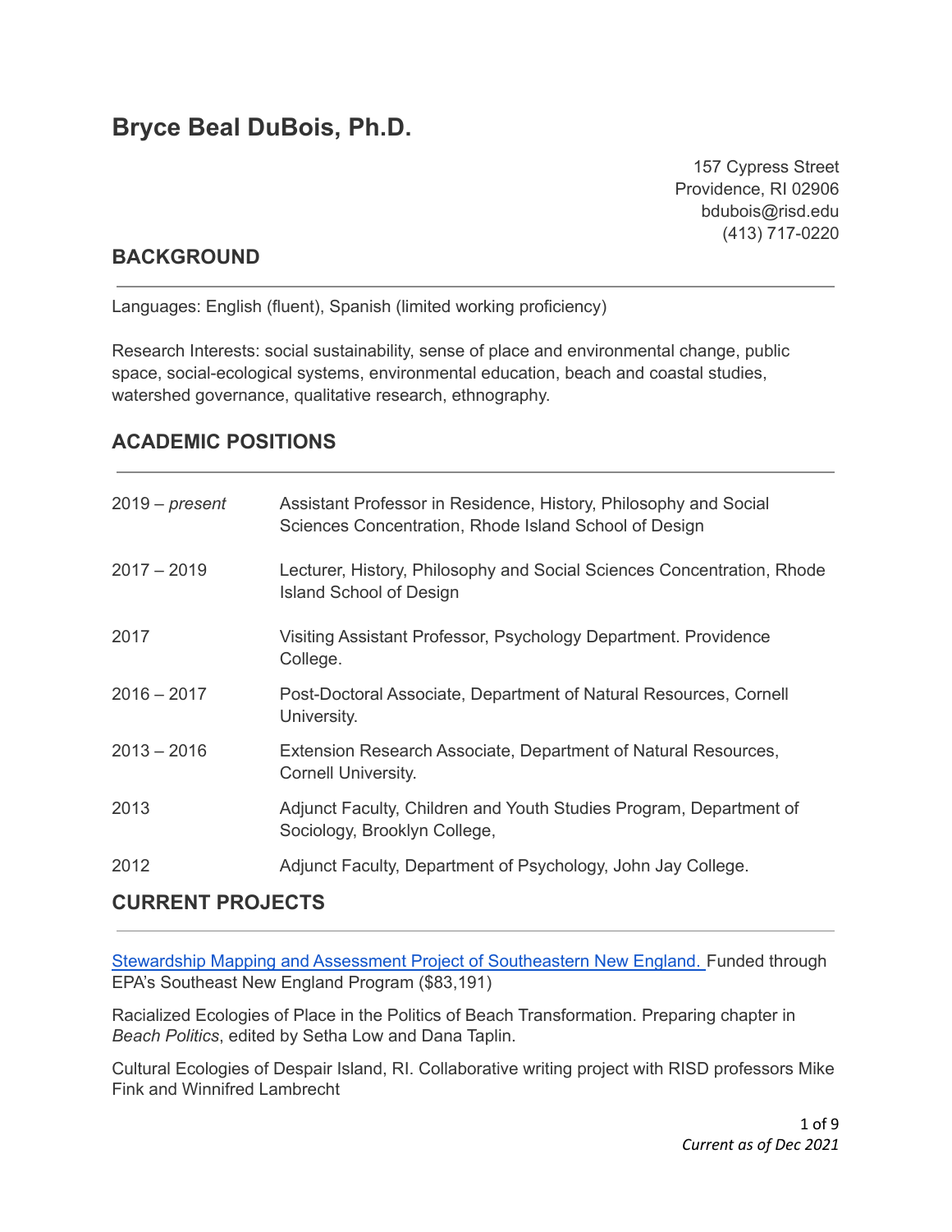# Bryce Beal DuBois, Ph.D.

157 Cypress Street
Providence, RI 02906
bdubois@risd.edu
(413) 717-0220

## BACKGROUND

Languages: English (fluent), Spanish (limited working proficiency)

Research Interests: social sustainability, sense of place and environmental change, public space, social-ecological systems, environmental education, beach and coastal studies, watershed governance, qualitative research, ethnography.

## ACADEMIC POSITIONS

| | |
|---|---|
| 2019 – *present* | Assistant Professor in Residence, History, Philosophy and Social Sciences Concentration, Rhode Island School of Design |
| 2017 – 2019 | Lecturer, History, Philosophy and Social Sciences Concentration, Rhode Island School of Design |
| 2017 | Visiting Assistant Professor, Psychology Department. Providence College. |
| 2016 – 2017 | Post-Doctoral Associate, Department of Natural Resources, Cornell University. |
| 2013 – 2016 | Extension Research Associate, Department of Natural Resources, Cornell University. |
| 2013 | Adjunct Faculty, Children and Youth Studies Program, Department of Sociology, Brooklyn College, |
| 2012 | Adjunct Faculty, Department of Psychology, John Jay College. |

## CURRENT PROJECTS

Stewardship Mapping and Assessment Project of Southeastern New England. Funded through EPA's Southeast New England Program ($83,191)

Racialized Ecologies of Place in the Politics of Beach Transformation. Preparing chapter in *Beach Politics*, edited by Setha Low and Dana Taplin.

Cultural Ecologies of Despair Island, RI. Collaborative writing project with RISD professors Mike Fink and Winnifred Lambrecht

*Current as of Dec 2021*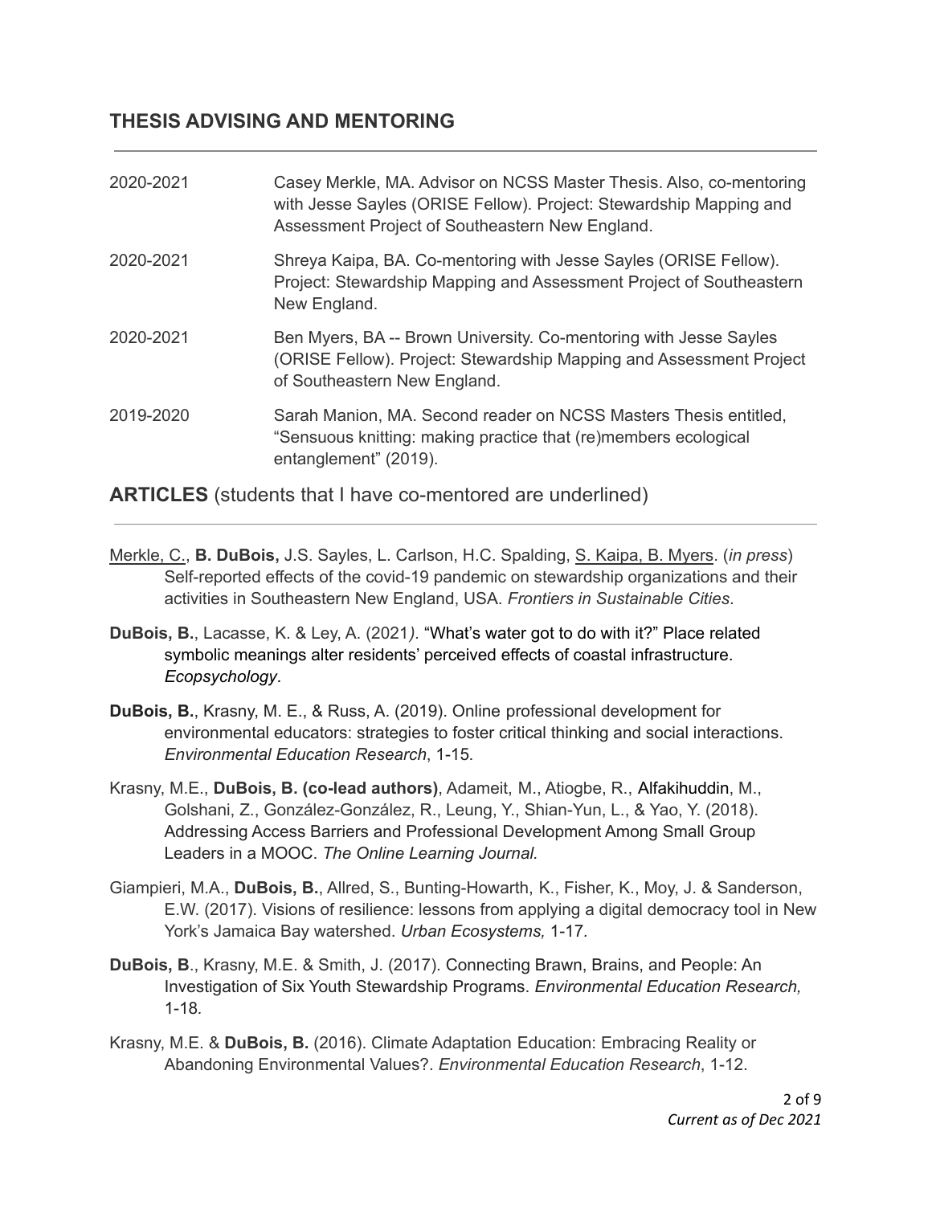## THESIS ADVISING AND MENTORING

2020-2021 Casey Merkle, MA. Advisor on NCSS Master Thesis. Also, co-mentoring with Jesse Sayles (ORISE Fellow). Project: Stewardship Mapping and Assessment Project of Southeastern New England.

2020-2021 Shreya Kaipa, BA. Co-mentoring with Jesse Sayles (ORISE Fellow). Project: Stewardship Mapping and Assessment Project of Southeastern New England.

2020-2021 Ben Myers, BA -- Brown University. Co-mentoring with Jesse Sayles (ORISE Fellow). Project: Stewardship Mapping and Assessment Project of Southeastern New England.

2019-2020 Sarah Manion, MA. Second reader on NCSS Masters Thesis entitled, "Sensuous knitting: making practice that (re)members ecological entanglement" (2019).

## ARTICLES (students that I have co-mentored are underlined)

<u>Merkle, C.</u>, **B. DuBois,** J.S. Sayles, L. Carlson, H.C. Spalding, <u>S. Kaipa, B. Myers</u>. (*in press*) Self-reported effects of the covid-19 pandemic on stewardship organizations and their activities in Southeastern New England, USA. *Frontiers in Sustainable Cities*.

**DuBois, B.**, Lacasse, K. & Ley, A. (2021*).* "What's water got to do with it?" Place related symbolic meanings alter residents' perceived effects of coastal infrastructure. *Ecopsychology*.

**DuBois, B.**, Krasny, M. E., & Russ, A. (2019). Online professional development for environmental educators: strategies to foster critical thinking and social interactions. *Environmental Education Research*, 1-15*.*

Krasny, M.E., **DuBois, B. (co-lead authors)**, Adameit, M., Atiogbe, R., Alfakihuddin, M., Golshani, Z., González-González, R., Leung, Y., Shian-Yun, L., & Yao, Y. (2018). Addressing Access Barriers and Professional Development Among Small Group Leaders in a MOOC. *The Online Learning Journal.*

Giampieri, M.A., **DuBois, B.**, Allred, S., Bunting-Howarth, K., Fisher, K., Moy, J. & Sanderson, E.W. (2017). Visions of resilience: lessons from applying a digital democracy tool in New York's Jamaica Bay watershed. *Urban Ecosystems,* 1-17*.*

**DuBois, B**., Krasny, M.E. & Smith, J. (2017). Connecting Brawn, Brains, and People: An Investigation of Six Youth Stewardship Programs. *Environmental Education Research,* 1-18*.*

Krasny, M.E. & **DuBois, B.** (2016). Climate Adaptation Education: Embracing Reality or Abandoning Environmental Values?. *Environmental Education Research*, 1-12.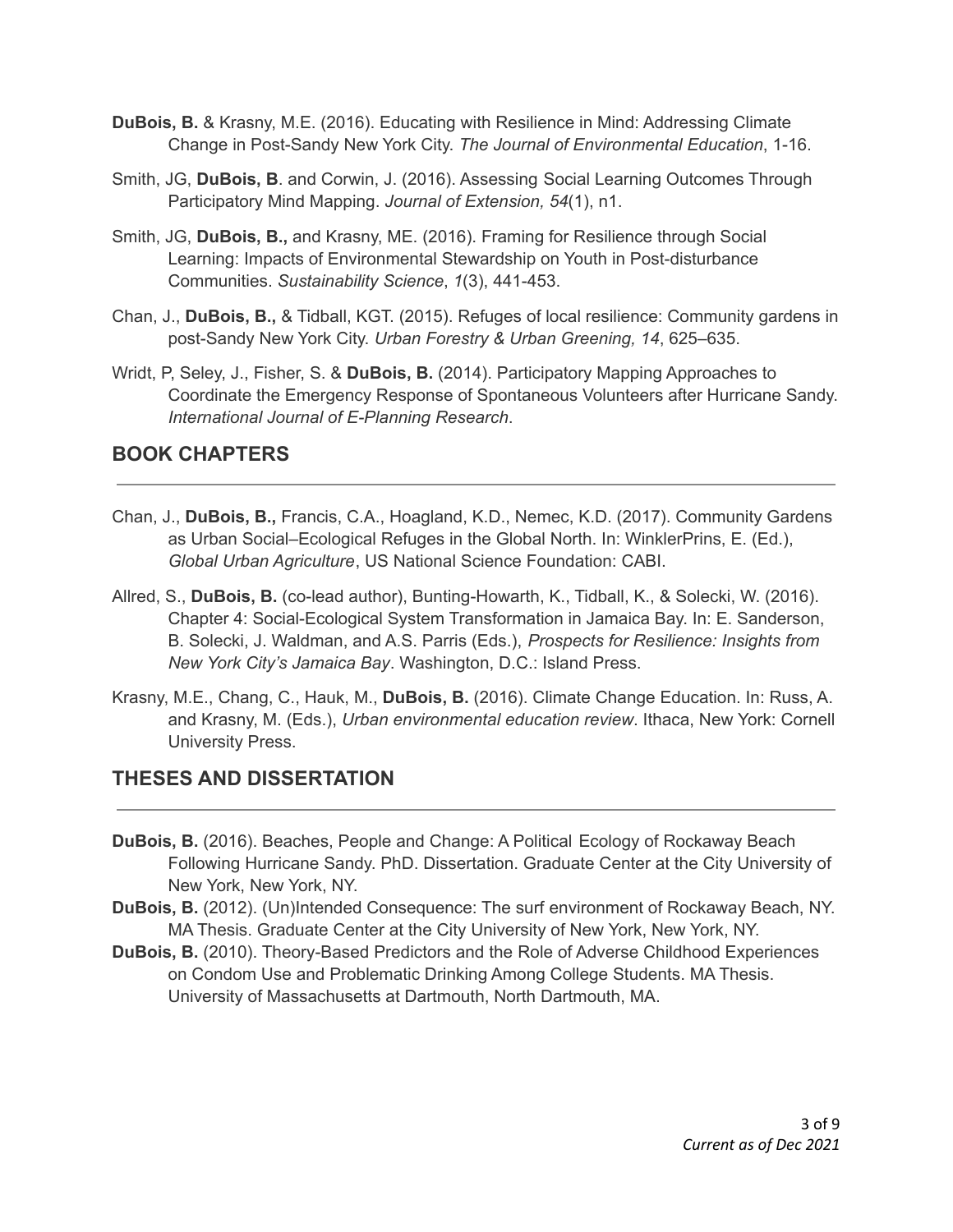**DuBois, B.** & Krasny, M.E. (2016). Educating with Resilience in Mind: Addressing Climate Change in Post-Sandy New York City. *The Journal of Environmental Education*, 1-16.

Smith, JG, **DuBois, B**. and Corwin, J. (2016). Assessing Social Learning Outcomes Through Participatory Mind Mapping. *Journal of Extension, 54*(1), n1.

Smith, JG, **DuBois, B.,** and Krasny, ME. (2016). Framing for Resilience through Social Learning: Impacts of Environmental Stewardship on Youth in Post-disturbance Communities. *Sustainability Science*, *1*(3), 441-453.

Chan, J., **DuBois, B.,** & Tidball, KGT. (2015). Refuges of local resilience: Community gardens in post-Sandy New York City. *Urban Forestry & Urban Greening, 14*, 625–635.

Wridt, P, Seley, J., Fisher, S. & **DuBois, B.** (2014). Participatory Mapping Approaches to Coordinate the Emergency Response of Spontaneous Volunteers after Hurricane Sandy. *International Journal of E-Planning Research*.

## BOOK CHAPTERS

Chan, J., **DuBois, B.,** Francis, C.A., Hoagland, K.D., Nemec, K.D. (2017). Community Gardens as Urban Social–Ecological Refuges in the Global North. In: WinklerPrins, E. (Ed.), *Global Urban Agriculture*, US National Science Foundation: CABI.

Allred, S., **DuBois, B.** (co-lead author), Bunting-Howarth, K., Tidball, K., & Solecki, W. (2016). Chapter 4: Social-Ecological System Transformation in Jamaica Bay. In: E. Sanderson, B. Solecki, J. Waldman, and A.S. Parris (Eds.), *Prospects for Resilience: Insights from New York City's Jamaica Bay*. Washington, D.C.: Island Press.

Krasny, M.E., Chang, C., Hauk, M., **DuBois, B.** (2016). Climate Change Education. In: Russ, A. and Krasny, M. (Eds.), *Urban environmental education review*. Ithaca, New York: Cornell University Press.

## THESES AND DISSERTATION

**DuBois, B.** (2016). Beaches, People and Change: A Political Ecology of Rockaway Beach Following Hurricane Sandy. PhD. Dissertation. Graduate Center at the City University of New York, New York, NY.

**DuBois, B.** (2012). (Un)Intended Consequence: The surf environment of Rockaway Beach, NY. MA Thesis. Graduate Center at the City University of New York, New York, NY.

**DuBois, B.** (2010). Theory-Based Predictors and the Role of Adverse Childhood Experiences on Condom Use and Problematic Drinking Among College Students. MA Thesis. University of Massachusetts at Dartmouth, North Dartmouth, MA.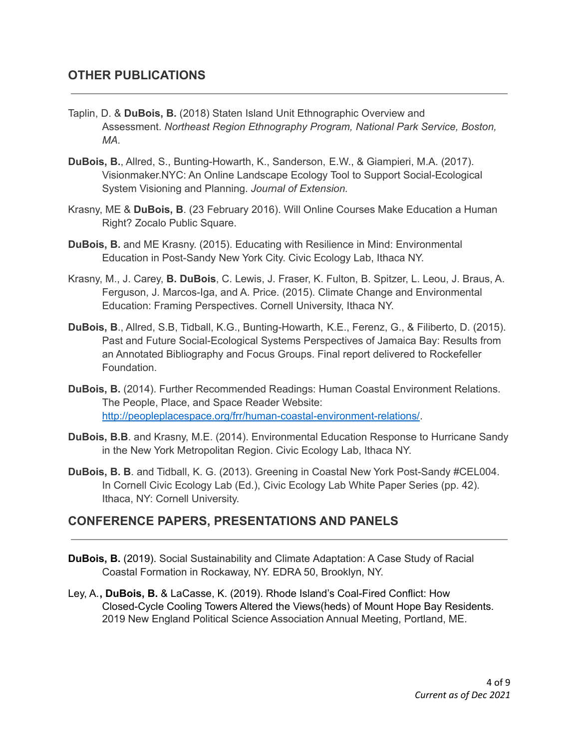## OTHER PUBLICATIONS

Taplin, D. & **DuBois, B.** (2018) Staten Island Unit Ethnographic Overview and Assessment. *Northeast Region Ethnography Program, National Park Service, Boston, MA.*

**DuBois, B.**, Allred, S., Bunting-Howarth, K., Sanderson, E.W., & Giampieri, M.A. (2017). Visionmaker.NYC: An Online Landscape Ecology Tool to Support Social-Ecological System Visioning and Planning. *Journal of Extension.*

Krasny, ME & **DuBois, B**. (23 February 2016). Will Online Courses Make Education a Human Right? Zocalo Public Square.

**DuBois, B.** and ME Krasny. (2015). Educating with Resilience in Mind: Environmental Education in Post-Sandy New York City. Civic Ecology Lab, Ithaca NY.

Krasny, M., J. Carey, **B. DuBois**, C. Lewis, J. Fraser, K. Fulton, B. Spitzer, L. Leou, J. Braus, A. Ferguson, J. Marcos-Iga, and A. Price. (2015). Climate Change and Environmental Education: Framing Perspectives. Cornell University, Ithaca NY.

**DuBois, B**., Allred, S.B, Tidball, K.G., Bunting-Howarth, K.E., Ferenz, G., & Filiberto, D. (2015). Past and Future Social-Ecological Systems Perspectives of Jamaica Bay: Results from an Annotated Bibliography and Focus Groups. Final report delivered to Rockefeller Foundation.

**DuBois, B.** (2014). Further Recommended Readings: Human Coastal Environment Relations. The People, Place, and Space Reader Website: [http://peopleplacespace.org/frr/human-coastal-environment-relations/](http://peopleplacespace.org/frr/human-coastal-environment-relations/).

**DuBois, B.B**. and Krasny, M.E. (2014). Environmental Education Response to Hurricane Sandy in the New York Metropolitan Region. Civic Ecology Lab, Ithaca NY.

**DuBois, B. B**. and Tidball, K. G. (2013). Greening in Coastal New York Post-Sandy #CEL004. In Cornell Civic Ecology Lab (Ed.), Civic Ecology Lab White Paper Series (pp. 42). Ithaca, NY: Cornell University.

## CONFERENCE PAPERS, PRESENTATIONS AND PANELS

**DuBois, B.** (2019). Social Sustainability and Climate Adaptation: A Case Study of Racial Coastal Formation in Rockaway, NY. EDRA 50, Brooklyn, NY.

Ley, A.**, DuBois, B.** & LaCasse, K. (2019). Rhode Island's Coal-Fired Conflict: How Closed-Cycle Cooling Towers Altered the Views(heds) of Mount Hope Bay Residents. 2019 New England Political Science Association Annual Meeting, Portland, ME.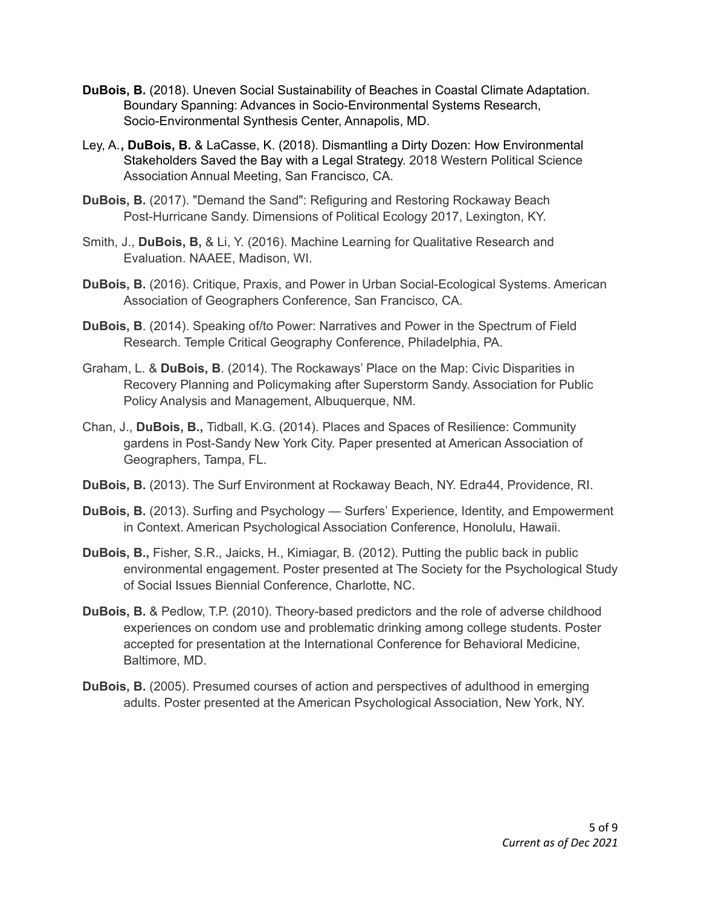**DuBois, B.** (2018). Uneven Social Sustainability of Beaches in Coastal Climate Adaptation. Boundary Spanning: Advances in Socio-Environmental Systems Research, Socio-Environmental Synthesis Center, Annapolis, MD.

Ley, A.**, DuBois, B.** & LaCasse, K. (2018). Dismantling a Dirty Dozen: How Environmental Stakeholders Saved the Bay with a Legal Strategy. 2018 Western Political Science Association Annual Meeting, San Francisco, CA.

**DuBois, B.** (2017). "Demand the Sand": Refiguring and Restoring Rockaway Beach Post-Hurricane Sandy. Dimensions of Political Ecology 2017, Lexington, KY.

Smith, J., **DuBois, B,** & Li, Y. (2016). Machine Learning for Qualitative Research and Evaluation. NAAEE, Madison, WI.

**DuBois, B.** (2016). Critique, Praxis, and Power in Urban Social-Ecological Systems. American Association of Geographers Conference, San Francisco, CA.

**DuBois, B**. (2014). Speaking of/to Power: Narratives and Power in the Spectrum of Field Research. Temple Critical Geography Conference, Philadelphia, PA.

Graham, L. & **DuBois, B**. (2014). The Rockaways' Place on the Map: Civic Disparities in Recovery Planning and Policymaking after Superstorm Sandy. Association for Public Policy Analysis and Management, Albuquerque, NM.

Chan, J., **DuBois, B.,** Tidball, K.G. (2014). Places and Spaces of Resilience: Community gardens in Post-Sandy New York City. Paper presented at American Association of Geographers, Tampa, FL.

**DuBois, B.** (2013). The Surf Environment at Rockaway Beach, NY. Edra44, Providence, RI.

**DuBois, B.** (2013). Surfing and Psychology — Surfers' Experience, Identity, and Empowerment in Context. American Psychological Association Conference, Honolulu, Hawaii.

**DuBois, B.,** Fisher, S.R., Jaicks, H., Kimiagar, B. (2012). Putting the public back in public environmental engagement. Poster presented at The Society for the Psychological Study of Social Issues Biennial Conference, Charlotte, NC.

**DuBois, B.** & Pedlow, T.P. (2010). Theory-based predictors and the role of adverse childhood experiences on condom use and problematic drinking among college students. Poster accepted for presentation at the International Conference for Behavioral Medicine, Baltimore, MD.

**DuBois, B.** (2005). Presumed courses of action and perspectives of adulthood in emerging adults. Poster presented at the American Psychological Association, New York, NY.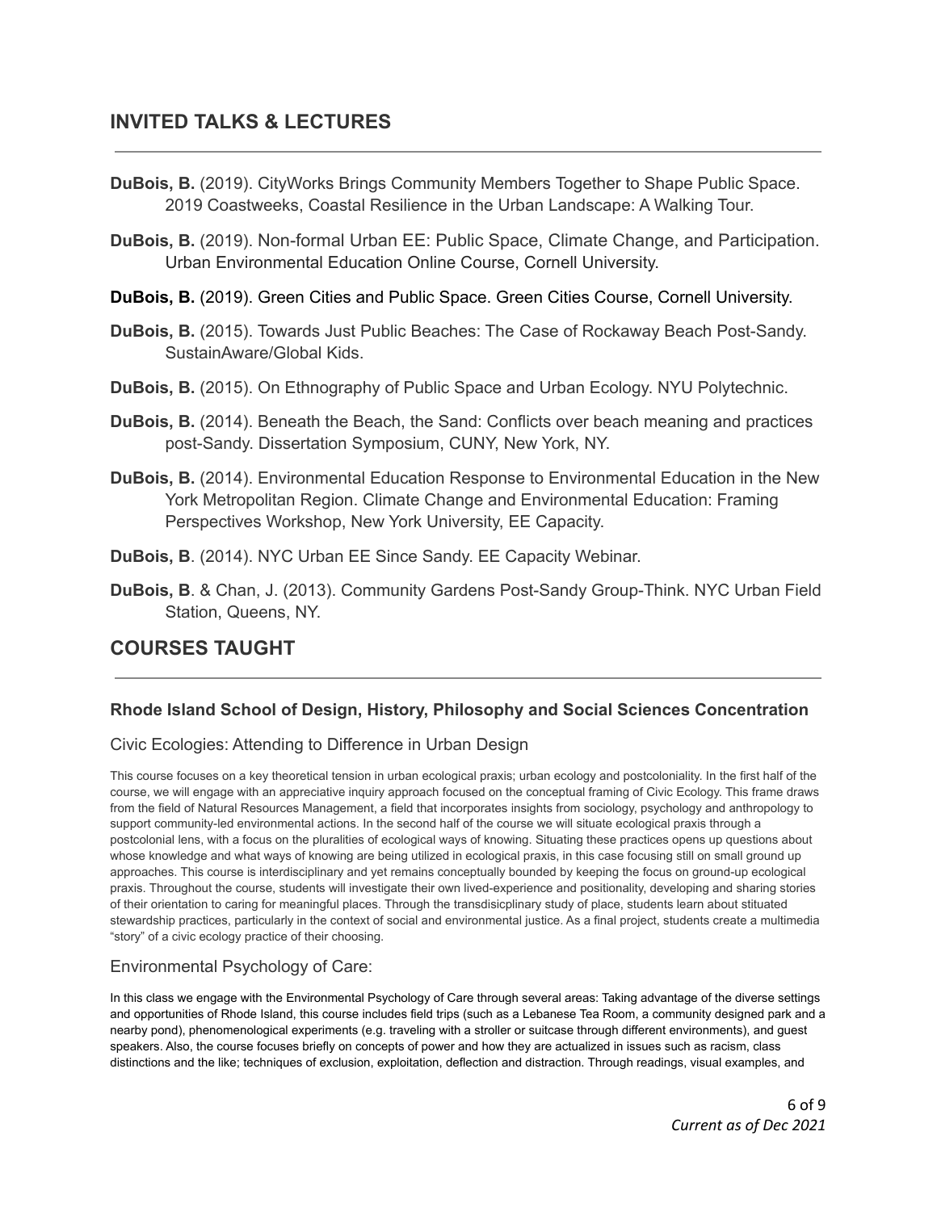## INVITED TALKS & LECTURES

**DuBois, B.** (2019). CityWorks Brings Community Members Together to Shape Public Space. 2019 Coastweeks, Coastal Resilience in the Urban Landscape: A Walking Tour.

**DuBois, B.** (2019). Non-formal Urban EE: Public Space, Climate Change, and Participation. Urban Environmental Education Online Course, Cornell University.

**DuBois, B.** (2019). Green Cities and Public Space. Green Cities Course, Cornell University.

**DuBois, B.** (2015). Towards Just Public Beaches: The Case of Rockaway Beach Post-Sandy. SustainAware/Global Kids.

**DuBois, B.** (2015). On Ethnography of Public Space and Urban Ecology. NYU Polytechnic.

**DuBois, B.** (2014). Beneath the Beach, the Sand: Conflicts over beach meaning and practices post-Sandy. Dissertation Symposium, CUNY, New York, NY.

**DuBois, B.** (2014). Environmental Education Response to Environmental Education in the New York Metropolitan Region. Climate Change and Environmental Education: Framing Perspectives Workshop, New York University, EE Capacity.

**DuBois, B**. (2014). NYC Urban EE Since Sandy. EE Capacity Webinar.

**DuBois, B**. & Chan, J. (2013). Community Gardens Post-Sandy Group-Think. NYC Urban Field Station, Queens, NY.

## COURSES TAUGHT

### Rhode Island School of Design, History, Philosophy and Social Sciences Concentration

Civic Ecologies: Attending to Difference in Urban Design

This course focuses on a key theoretical tension in urban ecological praxis; urban ecology and postcoloniality. In the first half of the course, we will engage with an appreciative inquiry approach focused on the conceptual framing of Civic Ecology. This frame draws from the field of Natural Resources Management, a field that incorporates insights from sociology, psychology and anthropology to support community-led environmental actions. In the second half of the course we will situate ecological praxis through a postcolonial lens, with a focus on the pluralities of ecological ways of knowing. Situating these practices opens up questions about whose knowledge and what ways of knowing are being utilized in ecological praxis, in this case focusing still on small ground up approaches. This course is interdisciplinary and yet remains conceptually bounded by keeping the focus on ground-up ecological praxis. Throughout the course, students will investigate their own lived-experience and positionality, developing and sharing stories of their orientation to caring for meaningful places. Through the transdisicplinary study of place, students learn about stituated stewardship practices, particularly in the context of social and environmental justice. As a final project, students create a multimedia "story" of a civic ecology practice of their choosing.

Environmental Psychology of Care:

In this class we engage with the Environmental Psychology of Care through several areas: Taking advantage of the diverse settings and opportunities of Rhode Island, this course includes field trips (such as a Lebanese Tea Room, a community designed park and a nearby pond), phenomenological experiments (e.g. traveling with a stroller or suitcase through different environments), and guest speakers. Also, the course focuses briefly on concepts of power and how they are actualized in issues such as racism, class distinctions and the like; techniques of exclusion, exploitation, deflection and distraction. Through readings, visual examples, and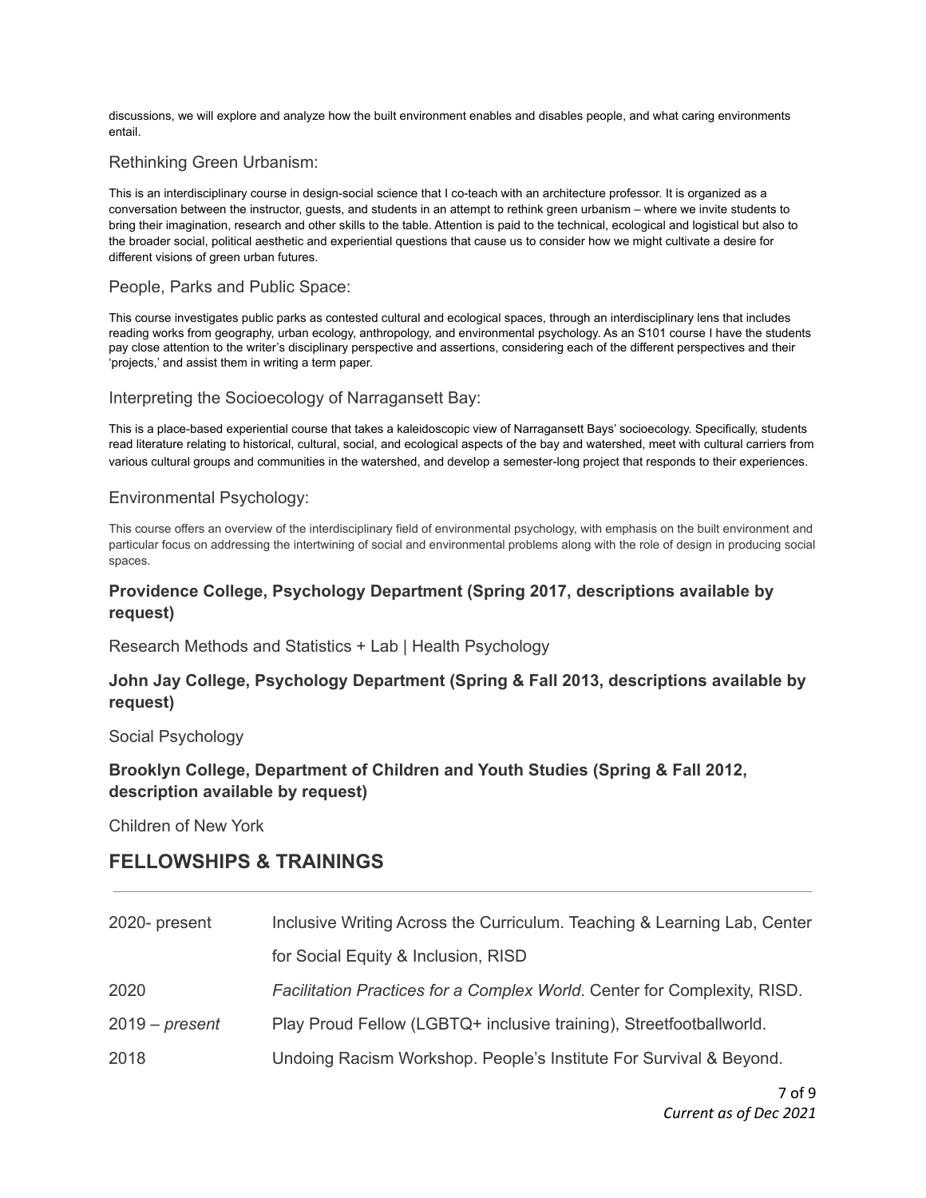discussions, we will explore and analyze how the built environment enables and disables people, and what caring environments entail.

### Rethinking Green Urbanism:

This is an interdisciplinary course in design-social science that I co-teach with an architecture professor. It is organized as a conversation between the instructor, guests, and students in an attempt to rethink green urbanism – where we invite students to bring their imagination, research and other skills to the table. Attention is paid to the technical, ecological and logistical but also to the broader social, political aesthetic and experiential questions that cause us to consider how we might cultivate a desire for different visions of green urban futures.

### People, Parks and Public Space:

This course investigates public parks as contested cultural and ecological spaces, through an interdisciplinary lens that includes reading works from geography, urban ecology, anthropology, and environmental psychology. As an S101 course I have the students pay close attention to the writer's disciplinary perspective and assertions, considering each of the different perspectives and their 'projects,' and assist them in writing a term paper.

### Interpreting the Socioecology of Narragansett Bay:

This is a place-based experiential course that takes a kaleidoscopic view of Narragansett Bays' socioecology. Specifically, students read literature relating to historical, cultural, social, and ecological aspects of the bay and watershed, meet with cultural carriers from various cultural groups and communities in the watershed, and develop a semester-long project that responds to their experiences.

### Environmental Psychology:

This course offers an overview of the interdisciplinary field of environmental psychology, with emphasis on the built environment and particular focus on addressing the intertwining of social and environmental problems along with the role of design in producing social spaces.

**Providence College, Psychology Department (Spring 2017, descriptions available by request)**

Research Methods and Statistics + Lab | Health Psychology

**John Jay College, Psychology Department (Spring & Fall 2013, descriptions available by request)**

Social Psychology

**Brooklyn College, Department of Children and Youth Studies (Spring & Fall 2012, description available by request)**

Children of New York

## FELLOWSHIPS & TRAININGS

| | |
|---|---|
| 2020- present | Inclusive Writing Across the Curriculum. Teaching & Learning Lab, Center for Social Equity & Inclusion, RISD |
| 2020 | *Facilitation Practices for a Complex World*. Center for Complexity, RISD. |
| 2019 – *present* | Play Proud Fellow (LGBTQ+ inclusive training), Streetfootballworld. |
| 2018 | Undoing Racism Workshop. People's Institute For Survival & Beyond. |

*Current as of Dec 2021*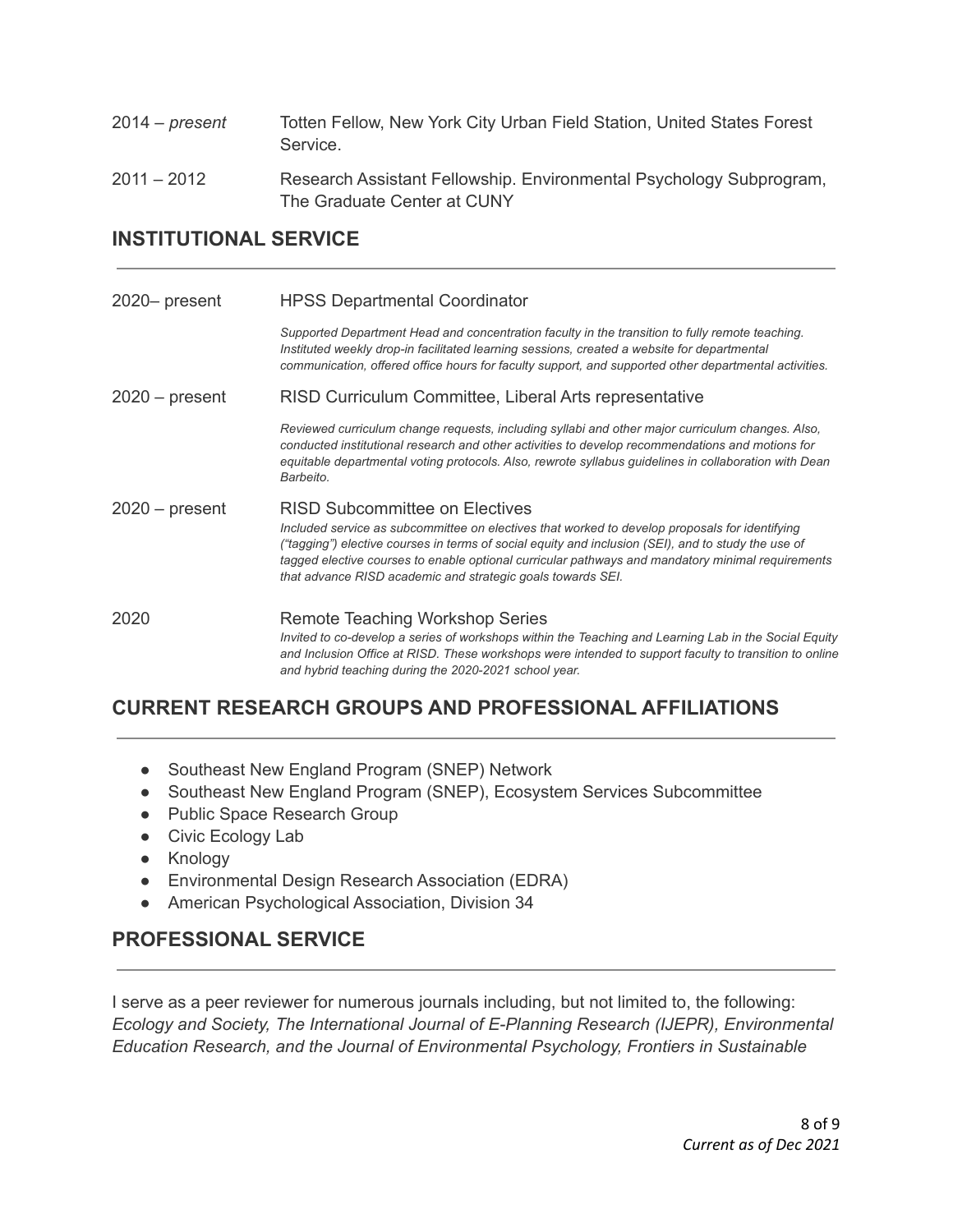2014 – *present* Totten Fellow, New York City Urban Field Station, United States Forest Service.

2011 – 2012 Research Assistant Fellowship. Environmental Psychology Subprogram, The Graduate Center at CUNY

## INSTITUTIONAL SERVICE

2020– present HPSS Departmental Coordinator

*Supported Department Head and concentration faculty in the transition to fully remote teaching. Instituted weekly drop-in facilitated learning sessions, created a website for departmental communication, offered office hours for faculty support, and supported other departmental activities.*

2020 – present RISD Curriculum Committee, Liberal Arts representative

*Reviewed curriculum change requests, including syllabi and other major curriculum changes. Also, conducted institutional research and other activities to develop recommendations and motions for equitable departmental voting protocols. Also, rewrote syllabus guidelines in collaboration with Dean Barbeito.*

2020 – present RISD Subcommittee on Electives

*Included service as subcommittee on electives that worked to develop proposals for identifying ("tagging") elective courses in terms of social equity and inclusion (SEI), and to study the use of tagged elective courses to enable optional curricular pathways and mandatory minimal requirements that advance RISD academic and strategic goals towards SEI.*

2020 Remote Teaching Workshop Series

*Invited to co-develop a series of workshops within the Teaching and Learning Lab in the Social Equity and Inclusion Office at RISD. These workshops were intended to support faculty to transition to online and hybrid teaching during the 2020-2021 school year.*

## CURRENT RESEARCH GROUPS AND PROFESSIONAL AFFILIATIONS

- Southeast New England Program (SNEP) Network
- Southeast New England Program (SNEP), Ecosystem Services Subcommittee
- Public Space Research Group
- Civic Ecology Lab
- Knology
- Environmental Design Research Association (EDRA)
- American Psychological Association, Division 34

## PROFESSIONAL SERVICE

I serve as a peer reviewer for numerous journals including, but not limited to, the following: *Ecology and Society, The International Journal of E-Planning Research (IJEPR), Environmental Education Research, and the Journal of Environmental Psychology, Frontiers in Sustainable*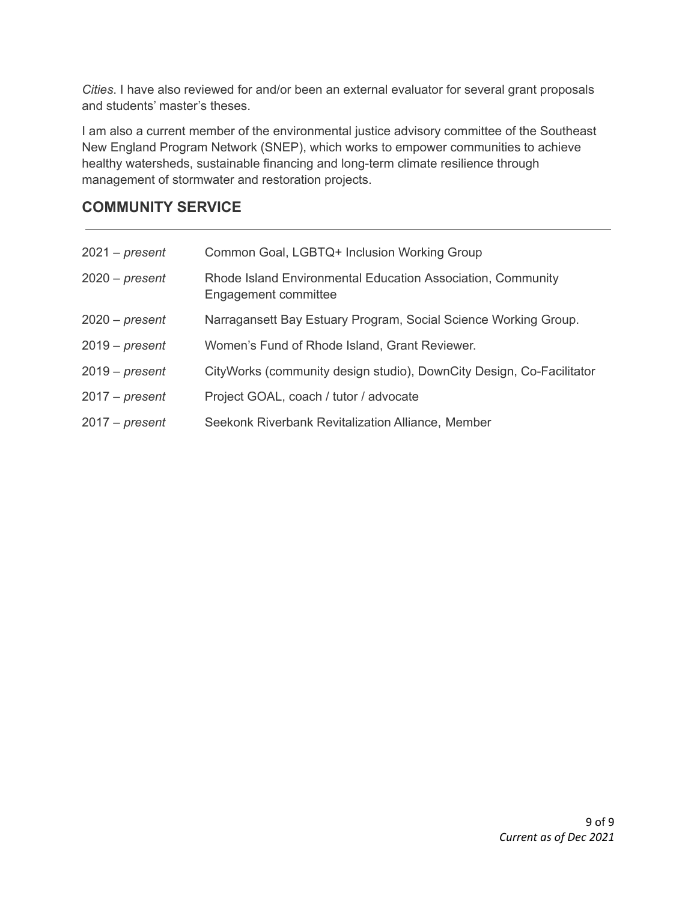*Cities*. I have also reviewed for and/or been an external evaluator for several grant proposals and students' master's theses.

I am also a current member of the environmental justice advisory committee of the Southeast New England Program Network (SNEP), which works to empower communities to achieve healthy watersheds, sustainable financing and long-term climate resilience through management of stormwater and restoration projects.

## COMMUNITY SERVICE

| | |
|---|---|
| 2021 – *present* | Common Goal, LGBTQ+ Inclusion Working Group |
| 2020 – *present* | Rhode Island Environmental Education Association, Community Engagement committee |
| 2020 – *present* | Narragansett Bay Estuary Program, Social Science Working Group. |
| 2019 – *present* | Women's Fund of Rhode Island, Grant Reviewer. |
| 2019 – *present* | CityWorks (community design studio), DownCity Design, Co-Facilitator |
| 2017 – *present* | Project GOAL, coach / tutor / advocate |
| 2017 – *present* | Seekonk Riverbank Revitalization Alliance, Member |

*Current as of Dec 2021*